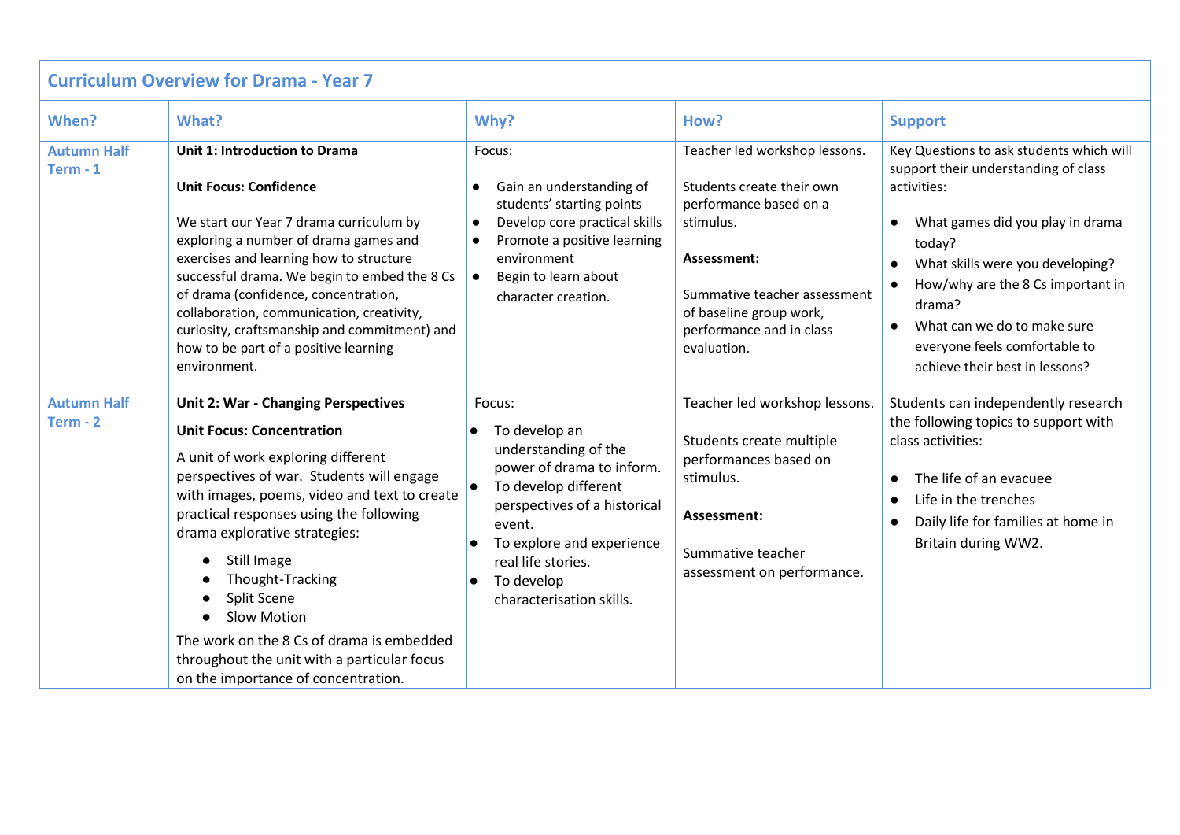# Curriculum Overview for Drama - Year 7

| When? | What? | Why? | How? | Support |
|---|---|---|---|---|
| Autumn Half Term - 1 | **Unit 1: Introduction to Drama**<br><br>**Unit Focus: Confidence**<br><br>We start our Year 7 drama curriculum by exploring a number of drama games and exercises and learning how to structure successful drama. We begin to embed the 8 Cs of drama (confidence, concentration, collaboration, communication, creativity, curiosity, craftsmanship and commitment) and how to be part of a positive learning environment. | Focus:<br><br>● Gain an understanding of students' starting points<br>● Develop core practical skills<br>● Promote a positive learning environment<br>● Begin to learn about character creation. | Teacher led workshop lessons.<br><br>Students create their own performance based on a stimulus.<br><br>**Assessment:**<br><br>Summative teacher assessment of baseline group work, performance and in class evaluation. | Key Questions to ask students which will support their understanding of class activities:<br><br>● What games did you play in drama today?<br>● What skills were you developing?<br>● How/why are the 8 Cs important in drama?<br>● What can we do to make sure everyone feels comfortable to achieve their best in lessons? |
| Autumn Half Term - 2 | **Unit 2: War - Changing Perspectives**<br><br>**Unit Focus: Concentration**<br><br>A unit of work exploring different perspectives of war. Students will engage with images, poems, video and text to create practical responses using the following drama explorative strategies:<br><br>● Still Image<br>● Thought-Tracking<br>● Split Scene<br>● Slow Motion<br><br>The work on the 8 Cs of drama is embedded throughout the unit with a particular focus on the importance of concentration. | Focus:<br><br>● To develop an understanding of the power of drama to inform.<br>● To develop different perspectives of a historical event.<br>● To explore and experience real life stories.<br>● To develop characterisation skills. | Teacher led workshop lessons.<br><br>Students create multiple performances based on stimulus.<br><br>**Assessment:**<br><br>Summative teacher assessment on performance. | Students can independently research the following topics to support with class activities:<br><br>● The life of an evacuee<br>● Life in the trenches<br>● Daily life for families at home in Britain during WW2. |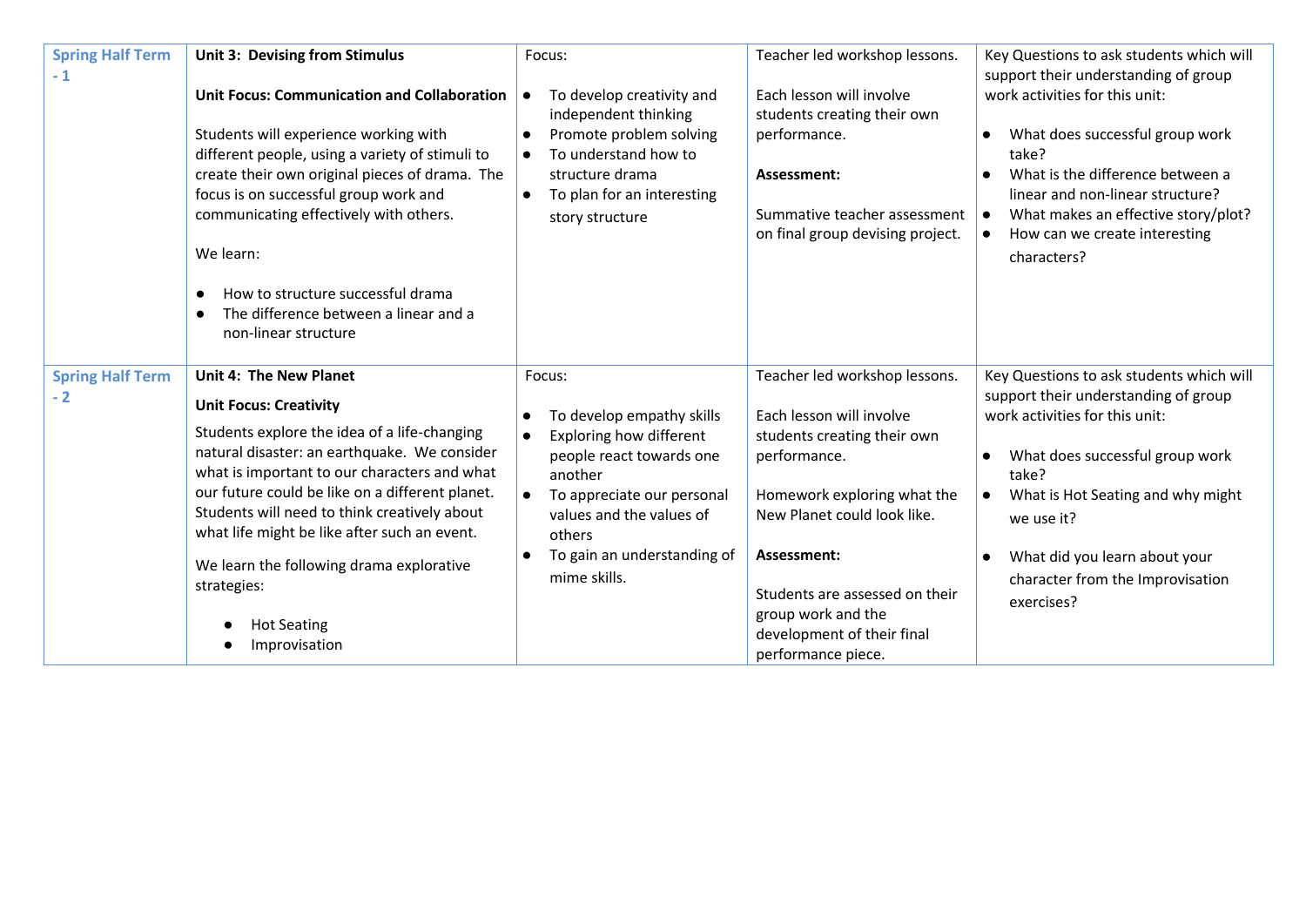| Spring Half Term - 1 | **Unit 3: Devising from Stimulus**<br><br>**Unit Focus: Communication and Collaboration**<br><br>Students will experience working with different people, using a variety of stimuli to create their own original pieces of drama. The focus is on successful group work and communicating effectively with others.<br><br>We learn:<br><br>● How to structure successful drama<br>● The difference between a linear and a non-linear structure | Focus:<br><br>● To develop creativity and independent thinking<br>● Promote problem solving<br>● To understand how to structure drama<br>● To plan for an interesting story structure | Teacher led workshop lessons.<br><br>Each lesson will involve students creating their own performance.<br><br>**Assessment:**<br><br>Summative teacher assessment on final group devising project. | Key Questions to ask students which will support their understanding of group work activities for this unit:<br><br>● What does successful group work take?<br>● What is the difference between a linear and non-linear structure?<br>● What makes an effective story/plot?<br>● How can we create interesting characters? |
|---|---|---|---|---|
| Spring Half Term - 2 | **Unit 4: The New Planet**<br><br>**Unit Focus: Creativity**<br><br>Students explore the idea of a life-changing natural disaster: an earthquake. We consider what is important to our characters and what our future could be like on a different planet. Students will need to think creatively about what life might be like after such an event.<br><br>We learn the following drama explorative strategies:<br><br>● Hot Seating<br>● Improvisation | Focus:<br><br>● To develop empathy skills<br>● Exploring how different people react towards one another<br>● To appreciate our personal values and the values of others<br>● To gain an understanding of mime skills. | Teacher led workshop lessons.<br><br>Each lesson will involve students creating their own performance.<br><br>Homework exploring what the New Planet could look like.<br><br>**Assessment:**<br><br>Students are assessed on their group work and the development of their final performance piece. | Key Questions to ask students which will support their understanding of group work activities for this unit:<br><br>● What does successful group work take?<br>● What is Hot Seating and why might we use it?<br><br>● What did you learn about your character from the Improvisation exercises? |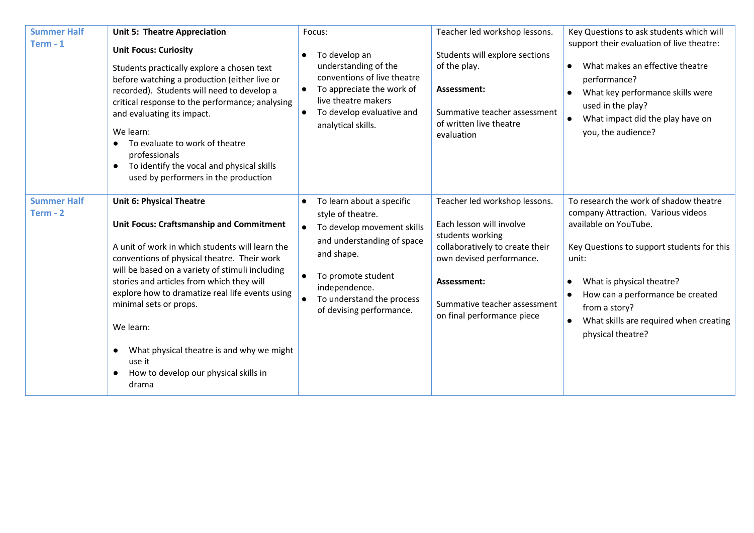| | | | | |
|---|---|---|---|---|
| **Summer Half Term - 1** | **Unit 5: Theatre Appreciation**<br><br>**Unit Focus: Curiosity**<br><br>Students practically explore a chosen text before watching a production (either live or recorded). Students will need to develop a critical response to the performance; analysing and evaluating its impact.<br><br>We learn:<br>● To evaluate to work of theatre professionals<br>● To identify the vocal and physical skills used by performers in the production | Focus:<br><br>● To develop an understanding of the conventions of live theatre<br>● To appreciate the work of live theatre makers<br>● To develop evaluative and analytical skills. | Teacher led workshop lessons.<br><br>Students will explore sections of the play.<br><br>**Assessment:**<br><br>Summative teacher assessment of written live theatre evaluation | Key Questions to ask students which will support their evaluation of live theatre:<br><br>● What makes an effective theatre performance?<br>● What key performance skills were used in the play?<br>● What impact did the play have on you, the audience? |
| **Summer Half Term - 2** | **Unit 6: Physical Theatre**<br><br>**Unit Focus: Craftsmanship and Commitment**<br><br>A unit of work in which students will learn the conventions of physical theatre. Their work will be based on a variety of stimuli including stories and articles from which they will explore how to dramatize real life events using minimal sets or props.<br><br>We learn:<br><br>● What physical theatre is and why we might use it<br>● How to develop our physical skills in drama | ● To learn about a specific style of theatre.<br>● To develop movement skills and understanding of space and shape.<br><br>● To promote student independence.<br>● To understand the process of devising performance. | Teacher led workshop lessons.<br><br>Each lesson will involve students working collaboratively to create their own devised performance.<br><br>**Assessment:**<br><br>Summative teacher assessment on final performance piece | To research the work of shadow theatre company Attraction. Various videos available on YouTube.<br><br>Key Questions to support students for this unit:<br><br>● What is physical theatre?<br>● How can a performance be created from a story?<br>● What skills are required when creating physical theatre? |